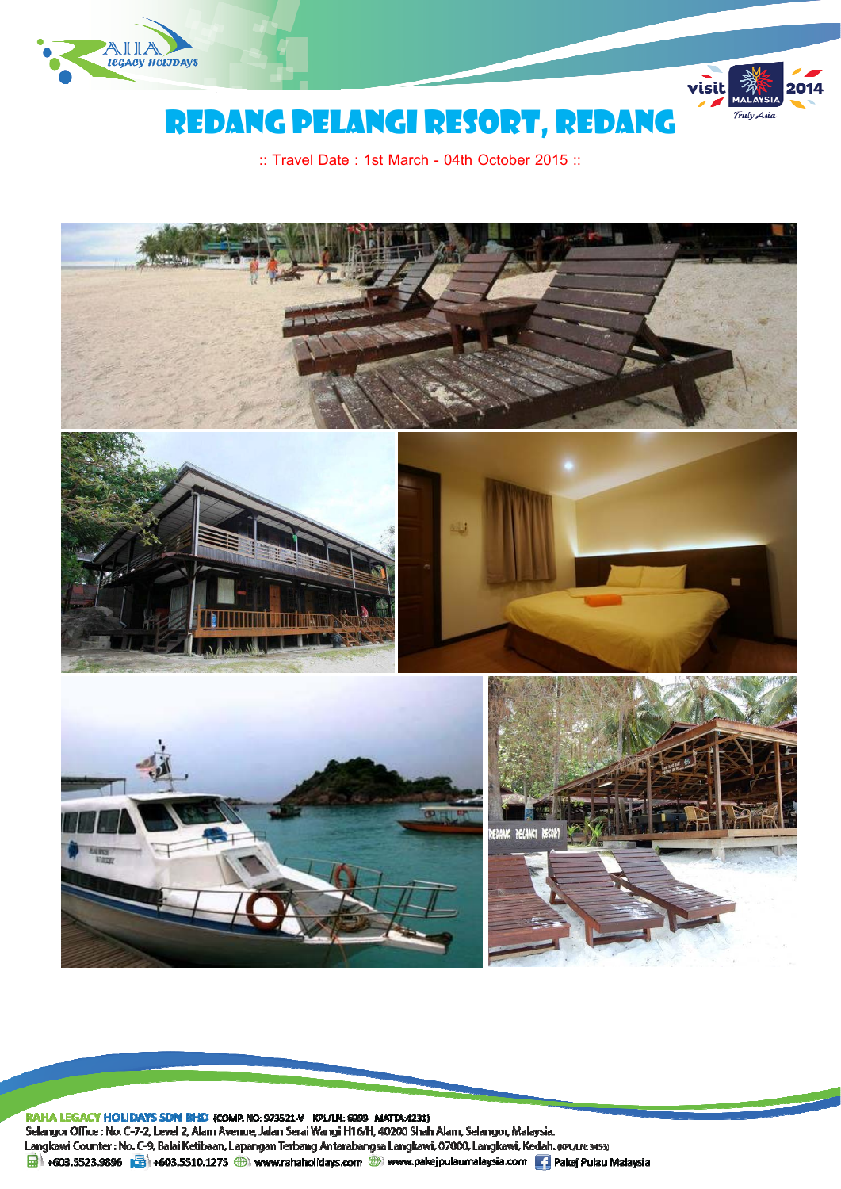# REDANG PELANGI RESORT, REDANG

:: Travel Date : 1st March - 04th October 2015 ::

**RAHA LEGACY HOLIDAYS SDN BHD** (COMP. NO: 973521-V KPL/LN: 6999 MATTA:4231)
Selangor Office : No. C-7-2, Level 2, Alam Avenue, Jalan Serai Wangi H16/H, 40200 Shah Alam, Selangor, Malaysia.
Langkawi Counter : No. C-9, Balai Ketibaan, Lapangan Terbang Antarabangsa Langkawi, 07000, Langkawi, Kedah. (KPL/LN: 3453)
+603.5523.9896 +603.5510.1275 www.rahaholidays.com www.pakejpulaumalaysia.com Pakej Pulau Malaysia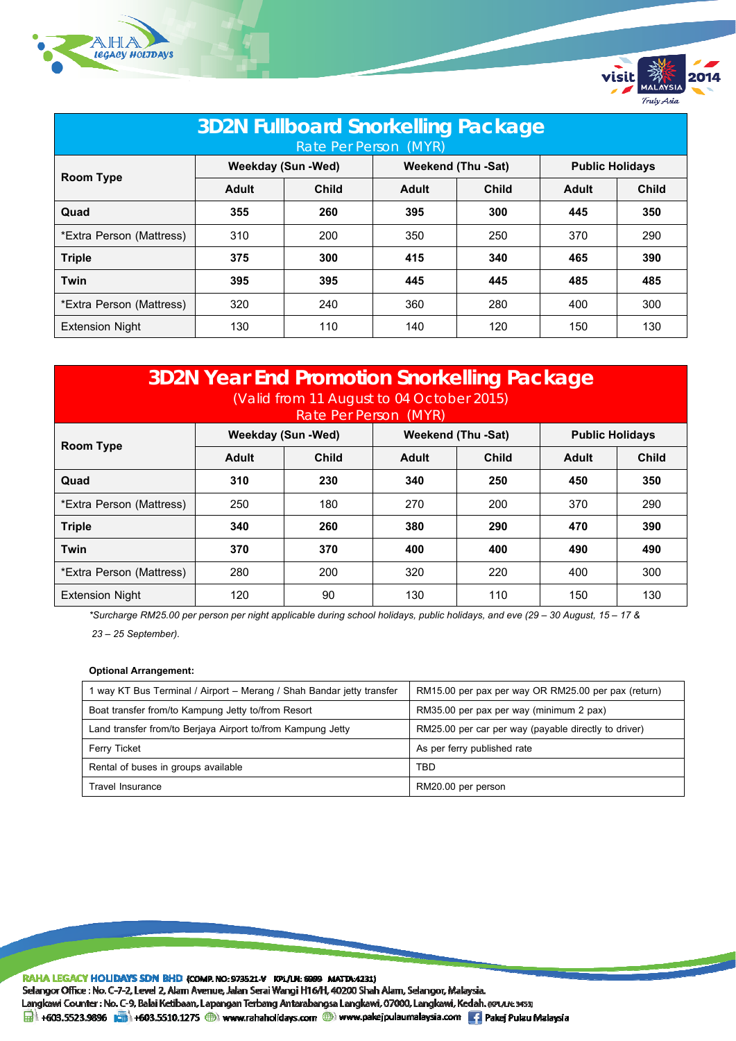## 3D2N Fullboard Snorkelling Package

Rate Per Person (MYR)

| Room Type | Weekday (Sun -Wed) | | Weekend (Thu -Sat) | | Public Holidays | |
|---|---|---|---|---|---|---|
| | Adult | Child | Adult | Child | Adult | Child |
| **Quad** | **355** | **260** | **395** | **300** | **445** | **350** |
| *Extra Person (Mattress) | 310 | 200 | 350 | 250 | 370 | 290 |
| **Triple** | **375** | **300** | **415** | **340** | **465** | **390** |
| **Twin** | **395** | **395** | **445** | **445** | **485** | **485** |
| *Extra Person (Mattress) | 320 | 240 | 360 | 280 | 400 | 300 |
| Extension Night | 130 | 110 | 140 | 120 | 150 | 130 |

## 3D2N Year End Promotion Snorkelling Package

(Valid from 11 August to 04 October 2015)

Rate Per Person (MYR)

| Room Type | Weekday (Sun -Wed) | | Weekend (Thu -Sat) | | Public Holidays | |
|---|---|---|---|---|---|---|
| | Adult | Child | Adult | Child | Adult | Child |
| **Quad** | **310** | **230** | **340** | **250** | **450** | **350** |
| *Extra Person (Mattress) | 250 | 180 | 270 | 200 | 370 | 290 |
| **Triple** | **340** | **260** | **380** | **290** | **470** | **390** |
| **Twin** | **370** | **370** | **400** | **400** | **490** | **490** |
| *Extra Person (Mattress) | 280 | 200 | 320 | 220 | 400 | 300 |
| Extension Night | 120 | 90 | 130 | 110 | 150 | 130 |

*\*Surcharge RM25.00 per person per night applicable during school holidays, public holidays, and eve (29 – 30 August, 15 – 17 & 23 – 25 September).*

**Optional Arrangement:**

| | |
|---|---|
| 1 way KT Bus Terminal / Airport – Merang / Shah Bandar jetty transfer | RM15.00 per pax per way OR RM25.00 per pax (return) |
| Boat transfer from/to Kampung Jetty to/from Resort | RM35.00 per pax per way (minimum 2 pax) |
| Land transfer from/to Berjaya Airport to/from Kampung Jetty | RM25.00 per car per way (payable directly to driver) |
| Ferry Ticket | As per ferry published rate |
| Rental of buses in groups available | TBD |
| Travel Insurance | RM20.00 per person |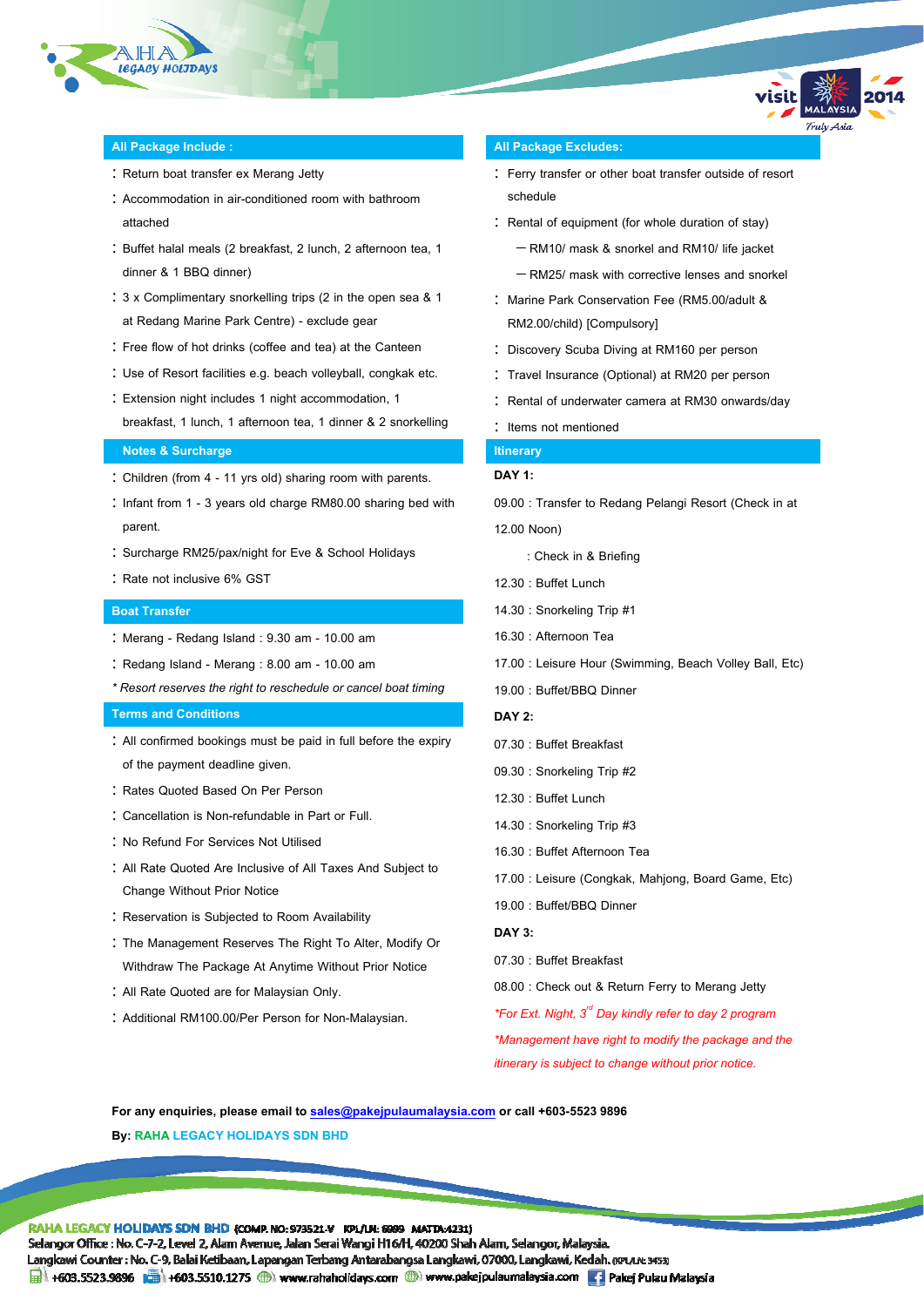## All Package Include :

- Return boat transfer ex Merang Jetty
- Accommodation in air-conditioned room with bathroom attached
- Buffet halal meals (2 breakfast, 2 lunch, 2 afternoon tea, 1 dinner & 1 BBQ dinner)
- 3 x Complimentary snorkelling trips (2 in the open sea & 1 at Redang Marine Park Centre) - exclude gear
- Free flow of hot drinks (coffee and tea) at the Canteen
- Use of Resort facilities e.g. beach volleyball, congkak etc.
- Extension night includes 1 night accommodation, 1 breakfast, 1 lunch, 1 afternoon tea, 1 dinner & 2 snorkelling

## Notes & Surcharge

- Children (from 4 - 11 yrs old) sharing room with parents.
- Infant from 1 - 3 years old charge RM80.00 sharing bed with parent.
- Surcharge RM25/pax/night for Eve & School Holidays
- Rate not inclusive 6% GST

## Boat Transfer

- Merang - Redang Island : 9.30 am - 10.00 am
- Redang Island - Merang : 8.00 am - 10.00 am

*\* Resort reserves the right to reschedule or cancel boat timing*

## Terms and Conditions

- All confirmed bookings must be paid in full before the expiry of the payment deadline given.
- Rates Quoted Based On Per Person
- Cancellation is Non-refundable in Part or Full.
- No Refund For Services Not Utilised
- All Rate Quoted Are Inclusive of All Taxes And Subject to Change Without Prior Notice
- Reservation is Subjected to Room Availability
- The Management Reserves The Right To Alter, Modify Or Withdraw The Package At Anytime Without Prior Notice
- All Rate Quoted are for Malaysian Only.
- Additional RM100.00/Per Person for Non-Malaysian.

## All Package Excludes:

- Ferry transfer or other boat transfer outside of resort schedule
- Rental of equipment (for whole duration of stay)
  - RM10/ mask & snorkel and RM10/ life jacket
  - RM25/ mask with corrective lenses and snorkel
- Marine Park Conservation Fee (RM5.00/adult & RM2.00/child) [Compulsory]
- Discovery Scuba Diving at RM160 per person
- Travel Insurance (Optional) at RM20 per person
- Rental of underwater camera at RM30 onwards/day
- Items not mentioned

## Itinerary

**DAY 1:**

09.00 : Transfer to Redang Pelangi Resort (Check in at 12.00 Noon)

: Check in & Briefing

12.30 : Buffet Lunch

14.30 : Snorkeling Trip #1

16.30 : Afternoon Tea

17.00 : Leisure Hour (Swimming, Beach Volley Ball, Etc)

19.00 : Buffet/BBQ Dinner

**DAY 2:**

07.30 : Buffet Breakfast

09.30 : Snorkeling Trip #2

12.30 : Buffet Lunch

14.30 : Snorkeling Trip #3

16.30 : Buffet Afternoon Tea

17.00 : Leisure (Congkak, Mahjong, Board Game, Etc)

19.00 : Buffet/BBQ Dinner

**DAY 3:**

07.30 : Buffet Breakfast

08.00 : Check out & Return Ferry to Merang Jetty

*\*For Ext. Night, 3rd Day kindly refer to day 2 program*

*\*Management have right to modify the package and the itinerary is subject to change without prior notice.*

**For any enquiries, please email to sales@pakejpulaumalaysia.com or call +603-5523 9896**

**By: RAHA LEGACY HOLIDAYS SDN BHD**

RAHA LEGACY HOLIDAYS SDN BHD (COMP. NO: 973521-V KPL/LN: 6999 MATTA:4231)
Selangor Office : No. C-7-2, Level 2, Alam Avenue, Jalan Serai Wangi H16/H, 40200 Shah Alam, Selangor, Malaysia.
Langkawi Counter : No. C-9, Balai Ketibaan, Lapangan Terbang Antarabangsa Langkawi, 07000, Langkawi, Kedah. (KPL/LN: 3453)
+603.5523.9896 +603.5510.1275 www.rahaholidays.com www.pakejpulaumalaysia.com Pakej Pulau Malaysia